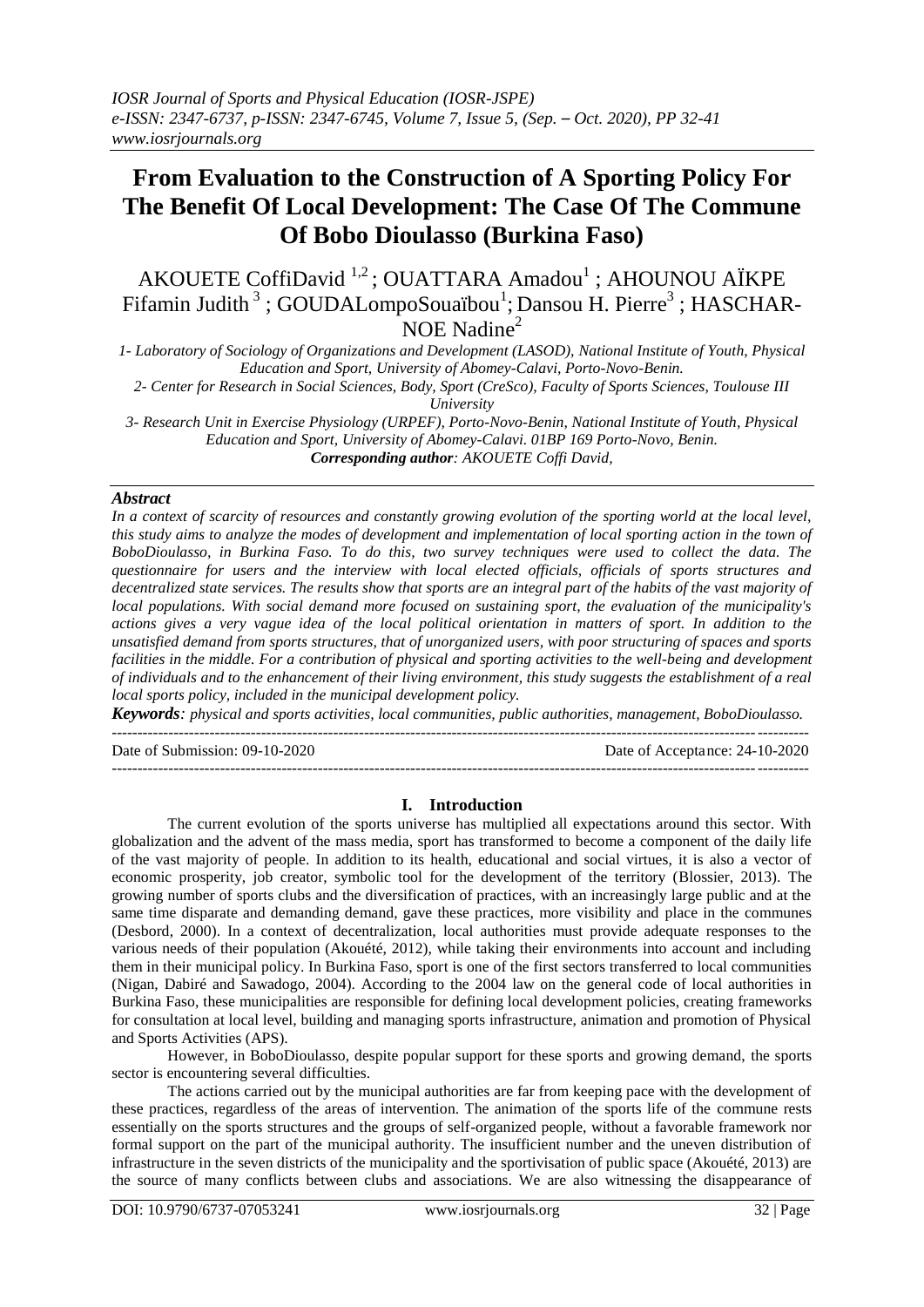# From Evaluation to the Construction of A Sporting Policy For The Benefit Of Local Development: The Case Of The Commune Of Bobo Dioulasso (Burkina Faso)

AKOUETE CoffiDavid [1,2] ; OUATTARA Amadou[1] ; AHOUNOU AÏKPE Fifamin Judith [3] ; GOUDALompoSouaïbou[1]; Dansou H. Pierre[3] ; HASCHAR-NOE Nadine[2]

*1- Laboratory of Sociology of Organizations and Development (LASOD), National Institute of Youth, Physical Education and Sport, University of Abomey-Calavi, Porto-Novo-Benin.*

*2- Center for Research in Social Sciences, Body, Sport (CreSco), Faculty of Sports Sciences, Toulouse III University*

*3- Research Unit in Exercise Physiology (URPEF), Porto-Novo-Benin, National Institute of Youth, Physical Education and Sport, University of Abomey-Calavi. 01BP 169 Porto-Novo, Benin.*

***Corresponding author**: AKOUETE Coffi David,*

## *Abstract*

*In a context of scarcity of resources and constantly growing evolution of the sporting world at the local level, this study aims to analyze the modes of development and implementation of local sporting action in the town of BoboDioulasso, in Burkina Faso. To do this, two survey techniques were used to collect the data. The questionnaire for users and the interview with local elected officials, officials of sports structures and decentralized state services. The results show that sports are an integral part of the habits of the vast majority of local populations. With social demand more focused on sustaining sport, the evaluation of the municipality's actions gives a very vague idea of the local political orientation in matters of sport. In addition to the unsatisfied demand from sports structures, that of unorganized users, with poor structuring of spaces and sports facilities in the middle. For a contribution of physical and sporting activities to the well-being and development of individuals and to the enhancement of their living environment, this study suggests the establishment of a real local sports policy, included in the municipal development policy.*

***Keywords**: physical and sports activities, local communities, public authorities, management, BoboDioulasso.*

Date of Submission: 09-10-2020 Date of Acceptance: 24-10-2020

## I. Introduction

The current evolution of the sports universe has multiplied all expectations around this sector. With globalization and the advent of the mass media, sport has transformed to become a component of the daily life of the vast majority of people. In addition to its health, educational and social virtues, it is also a vector of economic prosperity, job creator, symbolic tool for the development of the territory (Blossier, 2013). The growing number of sports clubs and the diversification of practices, with an increasingly large public and at the same time disparate and demanding demand, gave these practices, more visibility and place in the communes (Desbord, 2000). In a context of decentralization, local authorities must provide adequate responses to the various needs of their population (Akouété, 2012), while taking their environments into account and including them in their municipal policy. In Burkina Faso, sport is one of the first sectors transferred to local communities (Nigan, Dabiré and Sawadogo, 2004). According to the 2004 law on the general code of local authorities in Burkina Faso, these municipalities are responsible for defining local development policies, creating frameworks for consultation at local level, building and managing sports infrastructure, animation and promotion of Physical and Sports Activities (APS).

However, in BoboDioulasso, despite popular support for these sports and growing demand, the sports sector is encountering several difficulties.

The actions carried out by the municipal authorities are far from keeping pace with the development of these practices, regardless of the areas of intervention. The animation of the sports life of the commune rests essentially on the sports structures and the groups of self-organized people, without a favorable framework nor formal support on the part of the municipal authority. The insufficient number and the uneven distribution of infrastructure in the seven districts of the municipality and the sportivisation of public space (Akouété, 2013) are the source of many conflicts between clubs and associations. We are also witnessing the disappearance of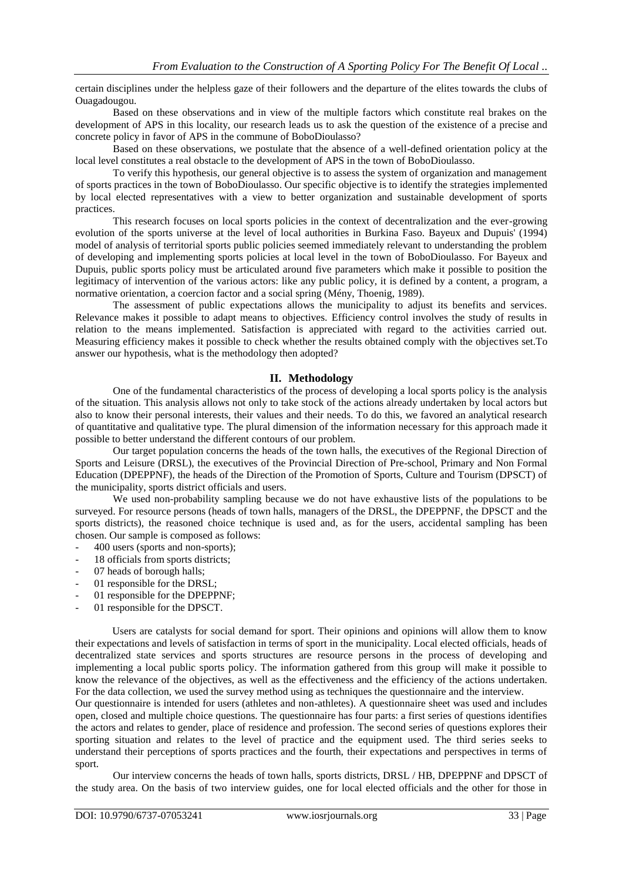certain disciplines under the helpless gaze of their followers and the departure of the elites towards the clubs of Ouagadougou.

Based on these observations and in view of the multiple factors which constitute real brakes on the development of APS in this locality, our research leads us to ask the question of the existence of a precise and concrete policy in favor of APS in the commune of BoboDioulasso?

Based on these observations, we postulate that the absence of a well-defined orientation policy at the local level constitutes a real obstacle to the development of APS in the town of BoboDioulasso.

To verify this hypothesis, our general objective is to assess the system of organization and management of sports practices in the town of BoboDioulasso. Our specific objective is to identify the strategies implemented by local elected representatives with a view to better organization and sustainable development of sports practices.

This research focuses on local sports policies in the context of decentralization and the ever-growing evolution of the sports universe at the level of local authorities in Burkina Faso. Bayeux and Dupuis' (1994) model of analysis of territorial sports public policies seemed immediately relevant to understanding the problem of developing and implementing sports policies at local level in the town of BoboDioulasso. For Bayeux and Dupuis, public sports policy must be articulated around five parameters which make it possible to position the legitimacy of intervention of the various actors: like any public policy, it is defined by a content, a program, a normative orientation, a coercion factor and a social spring (Mény, Thoenig, 1989).

The assessment of public expectations allows the municipality to adjust its benefits and services. Relevance makes it possible to adapt means to objectives. Efficiency control involves the study of results in relation to the means implemented. Satisfaction is appreciated with regard to the activities carried out. Measuring efficiency makes it possible to check whether the results obtained comply with the objectives set.To answer our hypothesis, what is the methodology then adopted?

## II. Methodology

One of the fundamental characteristics of the process of developing a local sports policy is the analysis of the situation. This analysis allows not only to take stock of the actions already undertaken by local actors but also to know their personal interests, their values and their needs. To do this, we favored an analytical research of quantitative and qualitative type. The plural dimension of the information necessary for this approach made it possible to better understand the different contours of our problem.

Our target population concerns the heads of the town halls, the executives of the Regional Direction of Sports and Leisure (DRSL), the executives of the Provincial Direction of Pre-school, Primary and Non Formal Education (DPEPPNF), the heads of the Direction of the Promotion of Sports, Culture and Tourism (DPSCT) of the municipality, sports district officials and users.

We used non-probability sampling because we do not have exhaustive lists of the populations to be surveyed. For resource persons (heads of town halls, managers of the DRSL, the DPEPPNF, the DPSCT and the sports districts), the reasoned choice technique is used and, as for the users, accidental sampling has been chosen. Our sample is composed as follows:

- 400 users (sports and non-sports);
- 18 officials from sports districts;
- 07 heads of borough halls;
- 01 responsible for the DRSL;
- 01 responsible for the DPEPPNF;
- 01 responsible for the DPSCT.

Users are catalysts for social demand for sport. Their opinions and opinions will allow them to know their expectations and levels of satisfaction in terms of sport in the municipality. Local elected officials, heads of decentralized state services and sports structures are resource persons in the process of developing and implementing a local public sports policy. The information gathered from this group will make it possible to know the relevance of the objectives, as well as the effectiveness and the efficiency of the actions undertaken. For the data collection, we used the survey method using as techniques the questionnaire and the interview.

Our questionnaire is intended for users (athletes and non-athletes). A questionnaire sheet was used and includes open, closed and multiple choice questions. The questionnaire has four parts: a first series of questions identifies the actors and relates to gender, place of residence and profession. The second series of questions explores their sporting situation and relates to the level of practice and the equipment used. The third series seeks to understand their perceptions of sports practices and the fourth, their expectations and perspectives in terms of sport.

Our interview concerns the heads of town halls, sports districts, DRSL / HB, DPEPPNF and DPSCT of the study area. On the basis of two interview guides, one for local elected officials and the other for those in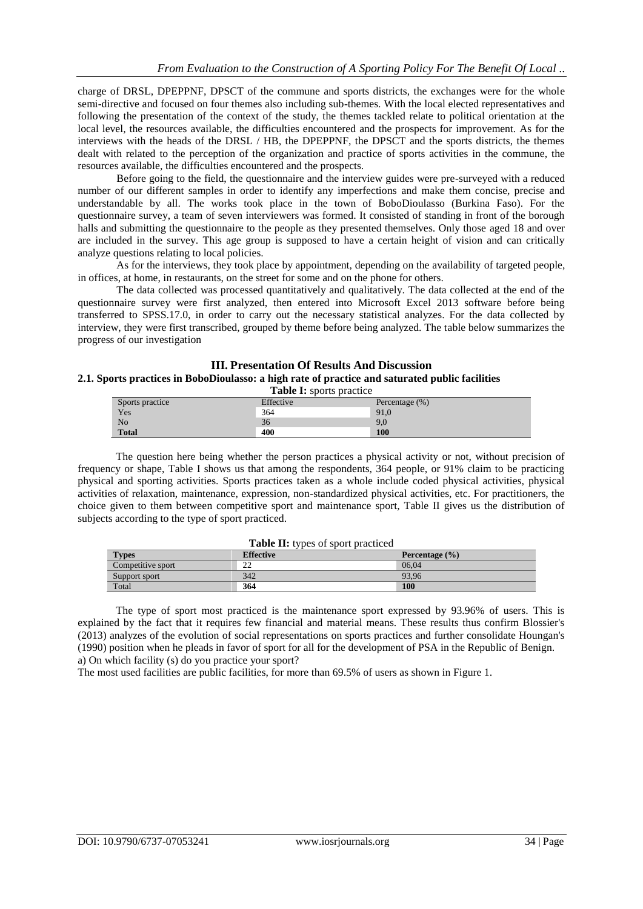charge of DRSL, DPEPPNF, DPSCT of the commune and sports districts, the exchanges were for the whole semi-directive and focused on four themes also including sub-themes. With the local elected representatives and following the presentation of the context of the study, the themes tackled relate to political orientation at the local level, the resources available, the difficulties encountered and the prospects for improvement. As for the interviews with the heads of the DRSL / HB, the DPEPPNF, the DPSCT and the sports districts, the themes dealt with related to the perception of the organization and practice of sports activities in the commune, the resources available, the difficulties encountered and the prospects.

Before going to the field, the questionnaire and the interview guides were pre-surveyed with a reduced number of our different samples in order to identify any imperfections and make them concise, precise and understandable by all. The works took place in the town of BoboDioulasso (Burkina Faso). For the questionnaire survey, a team of seven interviewers was formed. It consisted of standing in front of the borough halls and submitting the questionnaire to the people as they presented themselves. Only those aged 18 and over are included in the survey. This age group is supposed to have a certain height of vision and can critically analyze questions relating to local policies.

As for the interviews, they took place by appointment, depending on the availability of targeted people, in offices, at home, in restaurants, on the street for some and on the phone for others.

The data collected was processed quantitatively and qualitatively. The data collected at the end of the questionnaire survey were first analyzed, then entered into Microsoft Excel 2013 software before being transferred to SPSS.17.0, in order to carry out the necessary statistical analyzes. For the data collected by interview, they were first transcribed, grouped by theme before being analyzed. The table below summarizes the progress of our investigation

## III. Presentation Of Results And Discussion

### 2.1. Sports practices in BoboDioulasso: a high rate of practice and saturated public facilities

**Table I:** sports practice

| Sports practice | Effective | Percentage (%) |
|---|---|---|
| Yes | 364 | 91,0 |
| No | 36 | 9,0 |
| **Total** | **400** | **100** |

The question here being whether the person practices a physical activity or not, without precision of frequency or shape, Table I shows us that among the respondents, 364 people, or 91% claim to be practicing physical and sporting activities. Sports practices taken as a whole include coded physical activities, physical activities of relaxation, maintenance, expression, non-standardized physical activities, etc. For practitioners, the choice given to them between competitive sport and maintenance sport, Table II gives us the distribution of subjects according to the type of sport practiced.

**Table II:** types of sport practiced

| **Types** | **Effective** | **Percentage (%)** |
|---|---|---|
| Competitive sport | 22 | 06,04 |
| Support sport | 342 | 93,96 |
| Total | **364** | **100** |

The type of sport most practiced is the maintenance sport expressed by 93.96% of users. This is explained by the fact that it requires few financial and material means. These results thus confirm Blossier's (2013) analyzes of the evolution of social representations on sports practices and further consolidate Houngan's (1990) position when he pleads in favor of sport for all for the development of PSA in the Republic of Benign.

a) On which facility (s) do you practice your sport?

The most used facilities are public facilities, for more than 69.5% of users as shown in Figure 1.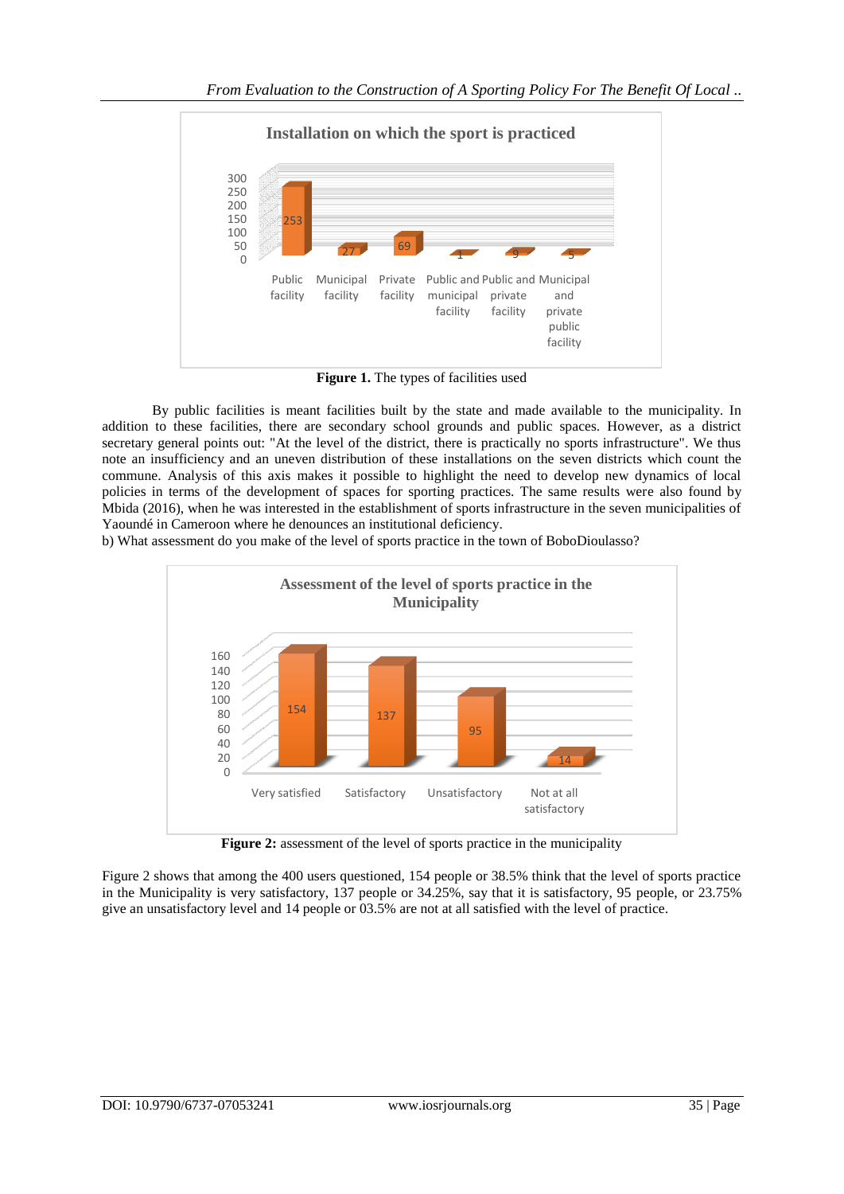**Figure 1.** The types of facilities used

By public facilities is meant facilities built by the state and made available to the municipality. In addition to these facilities, there are secondary school grounds and public spaces. However, as a district secretary general points out: "At the level of the district, there is practically no sports infrastructure". We thus note an insufficiency and an uneven distribution of these installations on the seven districts which count the commune. Analysis of this axis makes it possible to highlight the need to develop new dynamics of local policies in terms of the development of spaces for sporting practices. The same results were also found by Mbida (2016), when he was interested in the establishment of sports infrastructure in the seven municipalities of Yaoundé in Cameroon where he denounces an institutional deficiency.

b) What assessment do you make of the level of sports practice in the town of BoboDioulasso?

**Figure 2:** assessment of the level of sports practice in the municipality

Figure 2 shows that among the 400 users questioned, 154 people or 38.5% think that the level of sports practice in the Municipality is very satisfactory, 137 people or 34.25%, say that it is satisfactory, 95 people, or 23.75% give an unsatisfactory level and 14 people or 03.5% are not at all satisfied with the level of practice.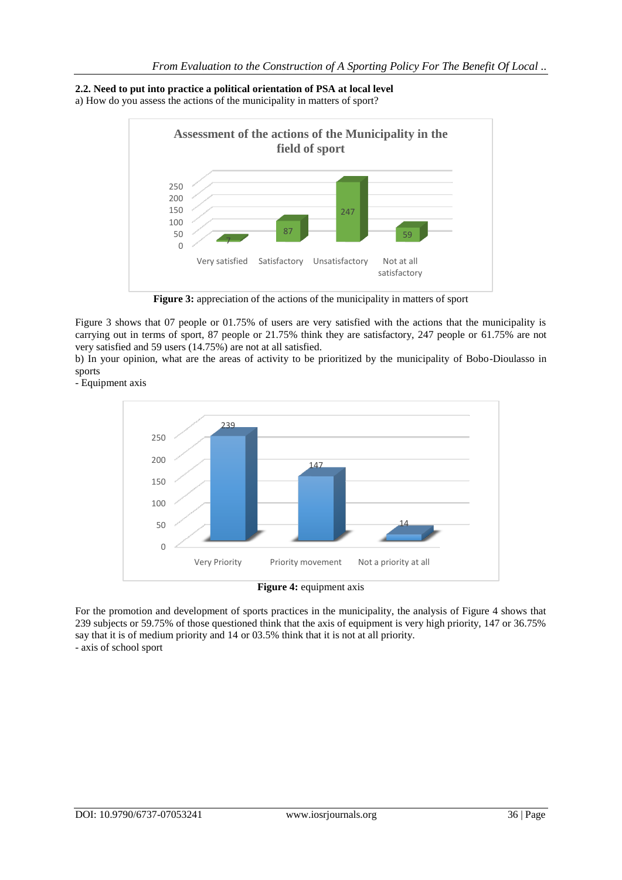### 2.2. Need to put into practice a political orientation of PSA at local level

a) How do you assess the actions of the municipality in matters of sport?

**Figure 3:** appreciation of the actions of the municipality in matters of sport

Figure 3 shows that 07 people or 01.75% of users are very satisfied with the actions that the municipality is carrying out in terms of sport, 87 people or 21.75% think they are satisfactory, 247 people or 61.75% are not very satisfied and 59 users (14.75%) are not at all satisfied.

b) In your opinion, what are the areas of activity to be prioritized by the municipality of Bobo-Dioulasso in sports

- Equipment axis

**Figure 4:** equipment axis

For the promotion and development of sports practices in the municipality, the analysis of Figure 4 shows that 239 subjects or 59.75% of those questioned think that the axis of equipment is very high priority, 147 or 36.75% say that it is of medium priority and 14 or 03.5% think that it is not at all priority.

- axis of school sport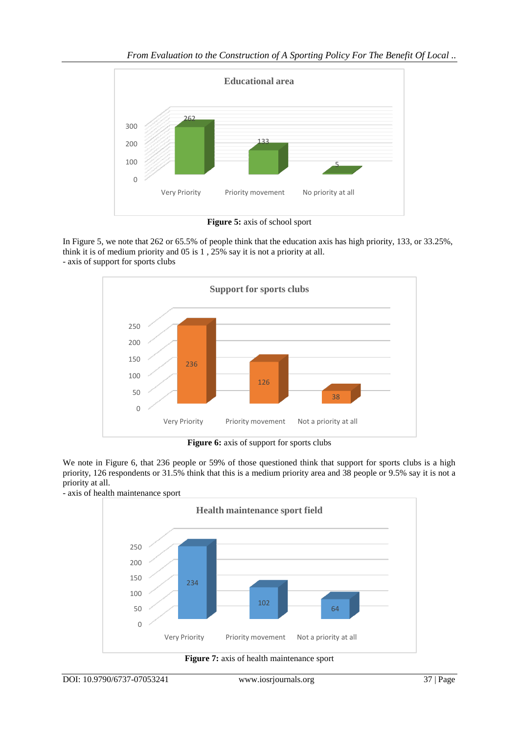**Figure 5:** axis of school sport

In Figure 5, we note that 262 or 65.5% of people think that the education axis has high priority, 133, or 33.25%, think it is of medium priority and 05 is 1 , 25% say it is not a priority at all.

- axis of support for sports clubs

**Figure 6:** axis of support for sports clubs

We note in Figure 6, that 236 people or 59% of those questioned think that support for sports clubs is a high priority, 126 respondents or 31.5% think that this is a medium priority area and 38 people or 9.5% say it is not a priority at all.

- axis of health maintenance sport

**Figure 7:** axis of health maintenance sport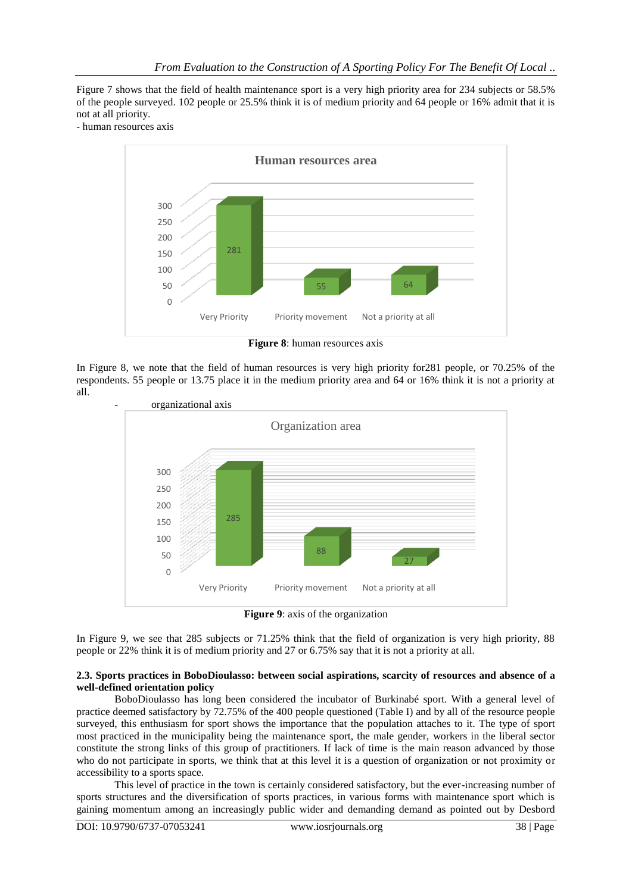Figure 7 shows that the field of health maintenance sport is a very high priority area for 234 subjects or 58.5% of the people surveyed. 102 people or 25.5% think it is of medium priority and 64 people or 16% admit that it is not at all priority.

- human resources axis

**Figure 8**: human resources axis

In Figure 8, we note that the field of human resources is very high priority for281 people, or 70.25% of the respondents. 55 people or 13.75 place it in the medium priority area and 64 or 16% think it is not a priority at all.

- organizational axis

**Figure 9**: axis of the organization

In Figure 9, we see that 285 subjects or 71.25% think that the field of organization is very high priority, 88 people or 22% think it is of medium priority and 27 or 6.75% say that it is not a priority at all.

### 2.3. Sports practices in BoboDioulasso: between social aspirations, scarcity of resources and absence of a well-defined orientation policy

BoboDioulasso has long been considered the incubator of Burkinabé sport. With a general level of practice deemed satisfactory by 72.75% of the 400 people questioned (Table I) and by all of the resource people surveyed, this enthusiasm for sport shows the importance that the population attaches to it. The type of sport most practiced in the municipality being the maintenance sport, the male gender, workers in the liberal sector constitute the strong links of this group of practitioners. If lack of time is the main reason advanced by those who do not participate in sports, we think that at this level it is a question of organization or not proximity or accessibility to a sports space.

This level of practice in the town is certainly considered satisfactory, but the ever-increasing number of sports structures and the diversification of sports practices, in various forms with maintenance sport which is gaining momentum among an increasingly public wider and demanding demand as pointed out by Desbord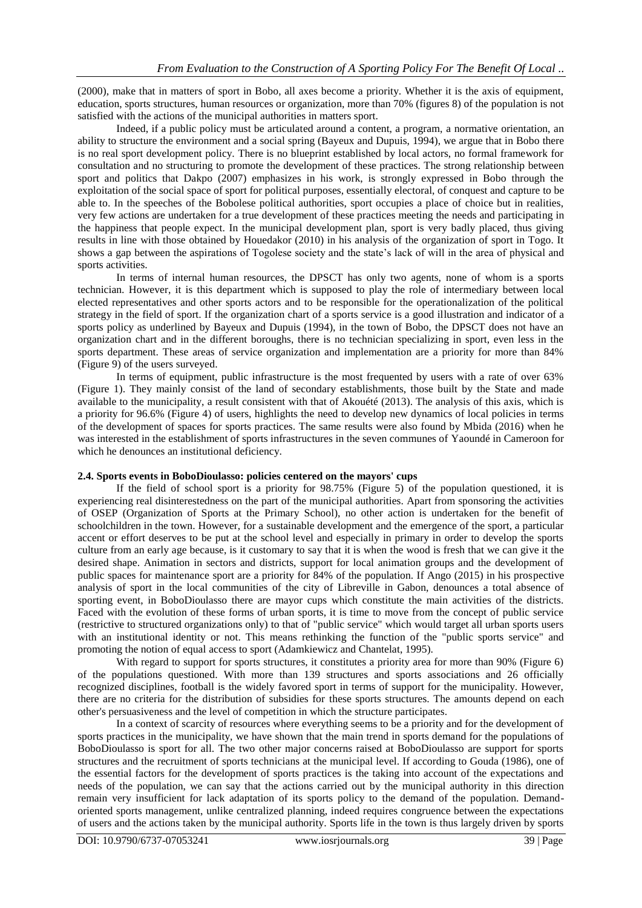(2000), make that in matters of sport in Bobo, all axes become a priority. Whether it is the axis of equipment, education, sports structures, human resources or organization, more than 70% (figures 8) of the population is not satisfied with the actions of the municipal authorities in matters sport.

Indeed, if a public policy must be articulated around a content, a program, a normative orientation, an ability to structure the environment and a social spring (Bayeux and Dupuis, 1994), we argue that in Bobo there is no real sport development policy. There is no blueprint established by local actors, no formal framework for consultation and no structuring to promote the development of these practices. The strong relationship between sport and politics that Dakpo (2007) emphasizes in his work, is strongly expressed in Bobo through the exploitation of the social space of sport for political purposes, essentially electoral, of conquest and capture to be able to. In the speeches of the Bobolese political authorities, sport occupies a place of choice but in realities, very few actions are undertaken for a true development of these practices meeting the needs and participating in the happiness that people expect. In the municipal development plan, sport is very badly placed, thus giving results in line with those obtained by Houedakor (2010) in his analysis of the organization of sport in Togo. It shows a gap between the aspirations of Togolese society and the state's lack of will in the area of physical and sports activities.

In terms of internal human resources, the DPSCT has only two agents, none of whom is a sports technician. However, it is this department which is supposed to play the role of intermediary between local elected representatives and other sports actors and to be responsible for the operationalization of the political strategy in the field of sport. If the organization chart of a sports service is a good illustration and indicator of a sports policy as underlined by Bayeux and Dupuis (1994), in the town of Bobo, the DPSCT does not have an organization chart and in the different boroughs, there is no technician specializing in sport, even less in the sports department. These areas of service organization and implementation are a priority for more than 84% (Figure 9) of the users surveyed.

In terms of equipment, public infrastructure is the most frequented by users with a rate of over 63% (Figure 1). They mainly consist of the land of secondary establishments, those built by the State and made available to the municipality, a result consistent with that of Akouété (2013). The analysis of this axis, which is a priority for 96.6% (Figure 4) of users, highlights the need to develop new dynamics of local policies in terms of the development of spaces for sports practices. The same results were also found by Mbida (2016) when he was interested in the establishment of sports infrastructures in the seven communes of Yaoundé in Cameroon for which he denounces an institutional deficiency.

### 2.4. Sports events in BoboDioulasso: policies centered on the mayors' cups

If the field of school sport is a priority for 98.75% (Figure 5) of the population questioned, it is experiencing real disinterestedness on the part of the municipal authorities. Apart from sponsoring the activities of OSEP (Organization of Sports at the Primary School), no other action is undertaken for the benefit of schoolchildren in the town. However, for a sustainable development and the emergence of the sport, a particular accent or effort deserves to be put at the school level and especially in primary in order to develop the sports culture from an early age because, is it customary to say that it is when the wood is fresh that we can give it the desired shape. Animation in sectors and districts, support for local animation groups and the development of public spaces for maintenance sport are a priority for 84% of the population. If Ango (2015) in his prospective analysis of sport in the local communities of the city of Libreville in Gabon, denounces a total absence of sporting event, in BoboDioulasso there are mayor cups which constitute the main activities of the districts. Faced with the evolution of these forms of urban sports, it is time to move from the concept of public service (restrictive to structured organizations only) to that of "public service" which would target all urban sports users with an institutional identity or not. This means rethinking the function of the "public sports service" and promoting the notion of equal access to sport (Adamkiewicz and Chantelat, 1995).

With regard to support for sports structures, it constitutes a priority area for more than 90% (Figure 6) of the populations questioned. With more than 139 structures and sports associations and 26 officially recognized disciplines, football is the widely favored sport in terms of support for the municipality. However, there are no criteria for the distribution of subsidies for these sports structures. The amounts depend on each other's persuasiveness and the level of competition in which the structure participates.

In a context of scarcity of resources where everything seems to be a priority and for the development of sports practices in the municipality, we have shown that the main trend in sports demand for the populations of BoboDioulasso is sport for all. The two other major concerns raised at BoboDioulasso are support for sports structures and the recruitment of sports technicians at the municipal level. If according to Gouda (1986), one of the essential factors for the development of sports practices is the taking into account of the expectations and needs of the population, we can say that the actions carried out by the municipal authority in this direction remain very insufficient for lack adaptation of its sports policy to the demand of the population. Demand-oriented sports management, unlike centralized planning, indeed requires congruence between the expectations of users and the actions taken by the municipal authority. Sports life in the town is thus largely driven by sports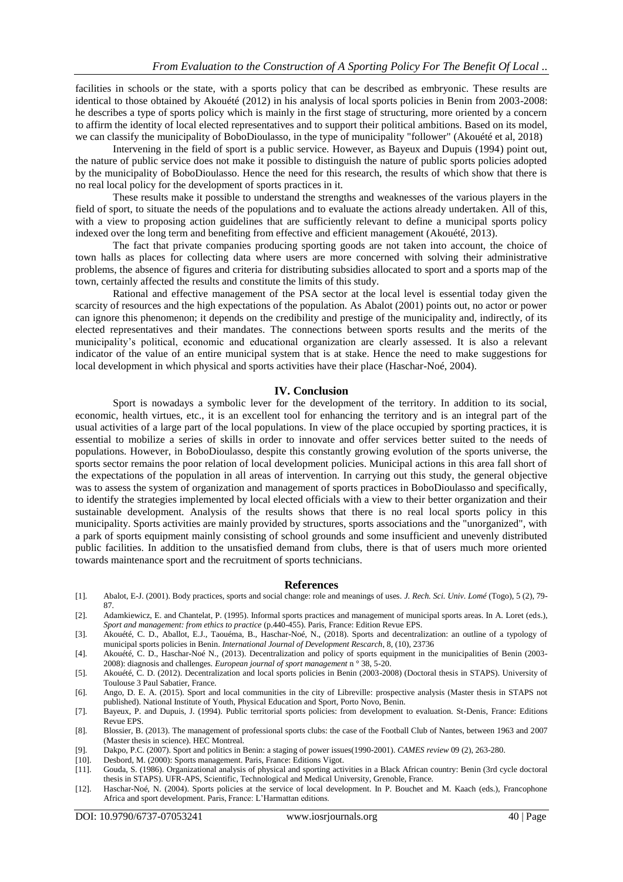facilities in schools or the state, with a sports policy that can be described as embryonic. These results are identical to those obtained by Akouété (2012) in his analysis of local sports policies in Benin from 2003-2008: he describes a type of sports policy which is mainly in the first stage of structuring, more oriented by a concern to affirm the identity of local elected representatives and to support their political ambitions. Based on its model, we can classify the municipality of BoboDioulasso, in the type of municipality "follower" (Akouété et al, 2018)

Intervening in the field of sport is a public service. However, as Bayeux and Dupuis (1994) point out, the nature of public service does not make it possible to distinguish the nature of public sports policies adopted by the municipality of BoboDioulasso. Hence the need for this research, the results of which show that there is no real local policy for the development of sports practices in it.

These results make it possible to understand the strengths and weaknesses of the various players in the field of sport, to situate the needs of the populations and to evaluate the actions already undertaken. All of this, with a view to proposing action guidelines that are sufficiently relevant to define a municipal sports policy indexed over the long term and benefiting from effective and efficient management (Akouété, 2013).

The fact that private companies producing sporting goods are not taken into account, the choice of town halls as places for collecting data where users are more concerned with solving their administrative problems, the absence of figures and criteria for distributing subsidies allocated to sport and a sports map of the town, certainly affected the results and constitute the limits of this study.

Rational and effective management of the PSA sector at the local level is essential today given the scarcity of resources and the high expectations of the population. As Abalot (2001) points out, no actor or power can ignore this phenomenon; it depends on the credibility and prestige of the municipality and, indirectly, of its elected representatives and their mandates. The connections between sports results and the merits of the municipality's political, economic and educational organization are clearly assessed. It is also a relevant indicator of the value of an entire municipal system that is at stake. Hence the need to make suggestions for local development in which physical and sports activities have their place (Haschar-Noé, 2004).

## IV. Conclusion

Sport is nowadays a symbolic lever for the development of the territory. In addition to its social, economic, health virtues, etc., it is an excellent tool for enhancing the territory and is an integral part of the usual activities of a large part of the local populations. In view of the place occupied by sporting practices, it is essential to mobilize a series of skills in order to innovate and offer services better suited to the needs of populations. However, in BoboDioulasso, despite this constantly growing evolution of the sports universe, the sports sector remains the poor relation of local development policies. Municipal actions in this area fall short of the expectations of the population in all areas of intervention. In carrying out this study, the general objective was to assess the system of organization and management of sports practices in BoboDioulasso and specifically, to identify the strategies implemented by local elected officials with a view to their better organization and their sustainable development. Analysis of the results shows that there is no real local sports policy in this municipality. Sports activities are mainly provided by structures, sports associations and the "unorganized", with a park of sports equipment mainly consisting of school grounds and some insufficient and unevenly distributed public facilities. In addition to the unsatisfied demand from clubs, there is that of users much more oriented towards maintenance sport and the recruitment of sports technicians.

## References

[1]. Abalot, E-J. (2001). Body practices, sports and social change: role and meanings of uses. *J. Rech. Sci. Univ. Lomé* (Togo), 5 (2), 79-87.

[2]. Adamkiewicz, E. and Chantelat, P. (1995). Informal sports practices and management of municipal sports areas. In A. Loret (eds.), *Sport and management: from ethics to practice* (p.440-455). Paris, France: Edition Revue EPS.

[3]. Akouété, C. D., Aballot, E.J., Taouéma, B., Haschar-Noé, N., (2018). Sports and decentralization: an outline of a typology of municipal sports policies in Benin. *International Journal of Development Rescarch*, 8, (10), 23736

[4]. Akouété, C. D., Haschar-Noé N., (2013). Decentralization and policy of sports equipment in the municipalities of Benin (2003-2008): diagnosis and challenges. *European journal of sport management* n ° 38, 5-20.

[5]. Akouété, C. D. (2012). Decentralization and local sports policies in Benin (2003-2008) (Doctoral thesis in STAPS). University of Toulouse 3 Paul Sabatier, France.

[6]. Ango, D. E. A. (2015). Sport and local communities in the city of Libreville: prospective analysis (Master thesis in STAPS not published). National Institute of Youth, Physical Education and Sport, Porto Novo, Benin.

[7]. Bayeux, P. and Dupuis, J. (1994). Public territorial sports policies: from development to evaluation. St-Denis, France: Editions Revue EPS.

[8]. Blossier, B. (2013). The management of professional sports clubs: the case of the Football Club of Nantes, between 1963 and 2007 (Master thesis in science). HEC Montreal.

[9]. Dakpo, P.C. (2007). Sport and politics in Benin: a staging of power issues(1990-2001). *CAMES review* 09 (2), 263-280.

[10]. Desbord, M. (2000): Sports management. Paris, France: Editions Vigot.

[11]. Gouda, S. (1986). Organizational analysis of physical and sporting activities in a Black African country: Benin (3rd cycle doctoral thesis in STAPS). UFR-APS, Scientific, Technological and Medical University, Grenoble, France.

[12]. Haschar-Noé, N. (2004). Sports policies at the service of local development. In P. Bouchet and M. Kaach (eds.), Francophone Africa and sport development. Paris, France: L'Harmattan editions.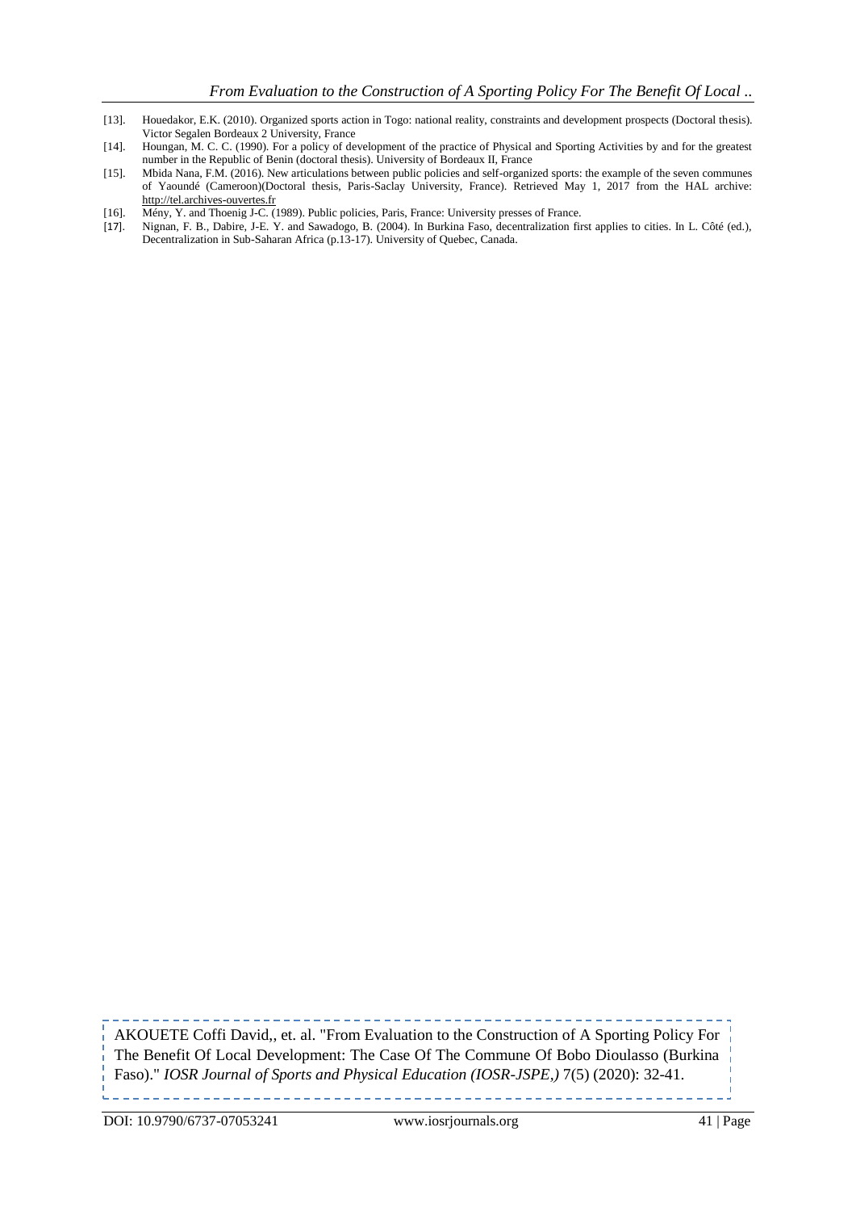[13]. Houedakor, E.K. (2010). Organized sports action in Togo: national reality, constraints and development prospects (Doctoral thesis). Victor Segalen Bordeaux 2 University, France

[14]. Houngan, M. C. C. (1990). For a policy of development of the practice of Physical and Sporting Activities by and for the greatest number in the Republic of Benin (doctoral thesis). University of Bordeaux II, France

[15]. Mbida Nana, F.M. (2016). New articulations between public policies and self-organized sports: the example of the seven communes of Yaoundé (Cameroon)(Doctoral thesis, Paris-Saclay University, France). Retrieved May 1, 2017 from the HAL archive: http://tel.archives-ouvertes.fr

[16]. Mény, Y. and Thoenig J-C. (1989). Public policies, Paris, France: University presses of France.

[17]. Nignan, F. B., Dabire, J-E. Y. and Sawadogo, B. (2004). In Burkina Faso, decentralization first applies to cities. In L. Côté (ed.), Decentralization in Sub-Saharan Africa (p.13-17). University of Quebec, Canada.

AKOUETE Coffi David,, et. al. "From Evaluation to the Construction of A Sporting Policy For The Benefit Of Local Development: The Case Of The Commune Of Bobo Dioulasso (Burkina Faso)." *IOSR Journal of Sports and Physical Education (IOSR-JSPE,)* 7(5) (2020): 32-41.